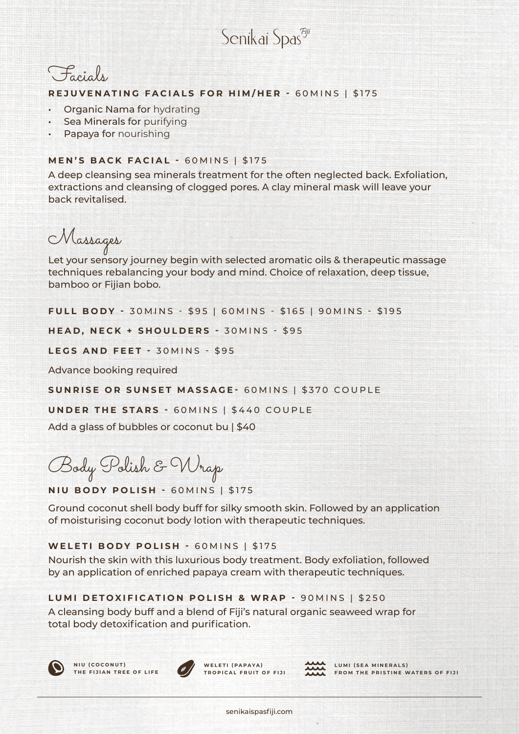# Senikai Spas Fiji

## Facials

**REJUVENATING FACIALS FOR HIM/HER -** 60MINS | $175

- Organic Nama for hydrating
- Sea Minerals for purifying
- Papaya for nourishing

**MEN'S BACK FACIAL -** 60MINS | $175

A deep cleansing sea minerals treatment for the often neglected back. Exfoliation, extractions and cleansing of clogged pores. A clay mineral mask will leave your back revitalised.

## Massages

Let your sensory journey begin with selected aromatic oils & therapeutic massage techniques rebalancing your body and mind. Choice of relaxation, deep tissue, bamboo or Fijian bobo.

**FULL BODY -** 30MINS - $95 | 60MINS - $165 | 90MINS - $195

**HEAD, NECK + SHOULDERS -** 30MINS - $95

**LEGS AND FEET -** 30MINS - $95

Advance booking required

**SUNRISE OR SUNSET MASSAGE-** 60MINS | $370 COUPLE

**UNDER THE STARS -** 60MINS | $440 COUPLE

Add a glass of bubbles or coconut bu | $40

## Body Polish & Wrap

**NIU BODY POLISH -** 60MINS | $175

Ground coconut shell body buff for silky smooth skin. Followed by an application of moisturising coconut body lotion with therapeutic techniques.

**WELETI BODY POLISH -** 60MINS | $175

Nourish the skin with this luxurious body treatment. Body exfoliation, followed by an application of enriched papaya cream with therapeutic techniques.

**LUMI DETOXIFICATION POLISH & WRAP -** 90MINS | $250

A cleansing body buff and a blend of Fiji's natural organic seaweed wrap for total body detoxification and purification.

**NIU (COCONUT)** THE FIJIAN TREE OF LIFE

**WELETI (PAPAYA)** TROPICAL FRUIT OF FIJI

**LUMI (SEA MINERALS)** FROM THE PRISTINE WATERS OF FIJI

senikaispasfiji.com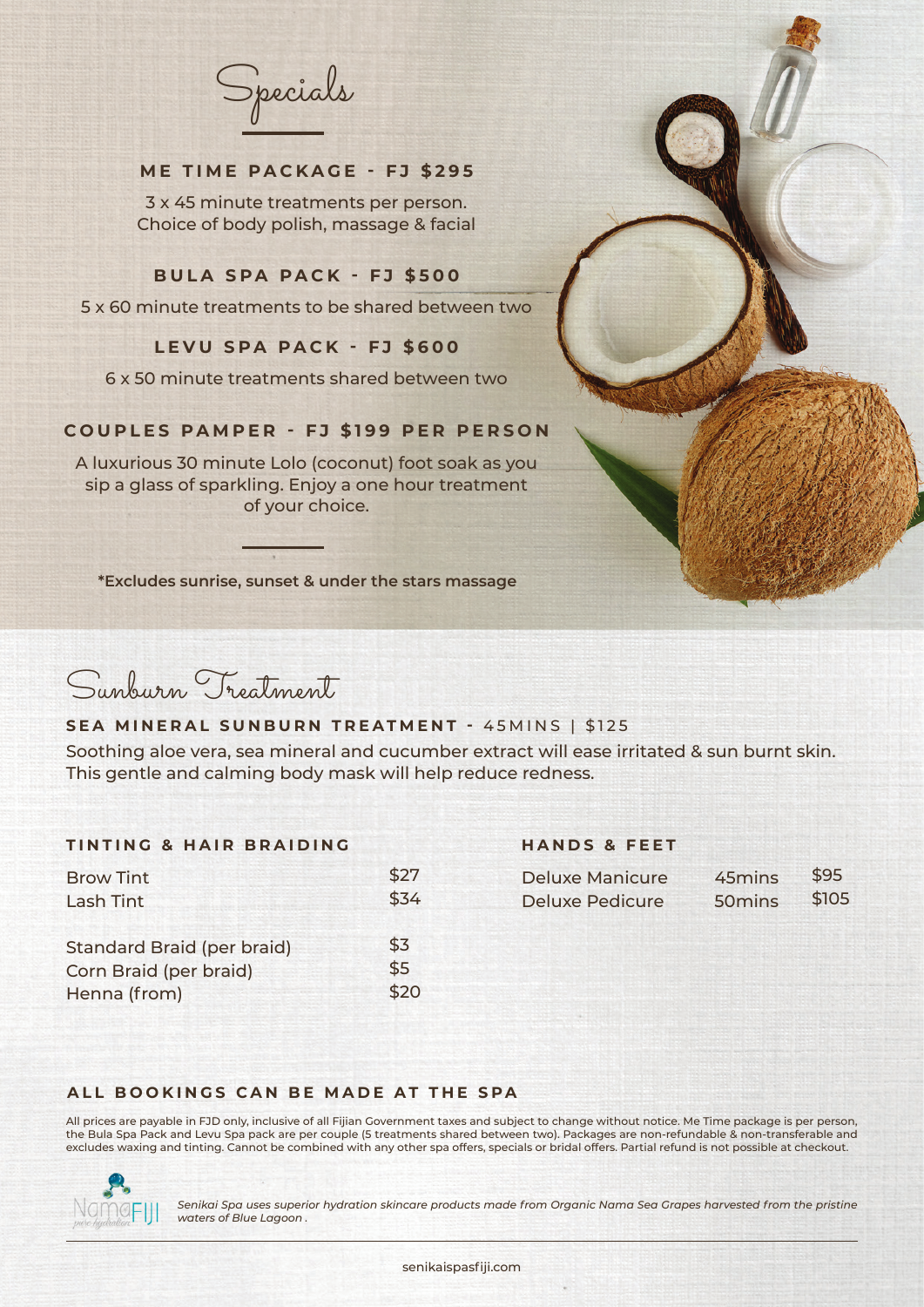# Specials

### ME TIME PACKAGE - FJ $295

3 x 45 minute treatments per person.
Choice of body polish, massage & facial

### BULA SPA PACK - FJ $500

5 x 60 minute treatments to be shared between two

### LEVU SPA PACK - FJ $600

6 x 50 minute treatments shared between two

### COUPLES PAMPER - FJ $199 PER PERSON

A luxurious 30 minute Lolo (coconut) foot soak as you sip a glass of sparkling. Enjoy a one hour treatment of your choice.

**\*Excludes sunrise, sunset & under the stars massage**

# Sunburn Treatment

### SEA MINERAL SUNBURN TREATMENT - 45MINS | $125

Soothing aloe vera, sea mineral and cucumber extract will ease irritated & sun burnt skin. This gentle and calming body mask will help reduce redness.

### TINTING & HAIR BRAIDING

| | |
|---|---|
| Brow Tint | $27 |
| Lash Tint | $34 |
| Standard Braid (per braid) | $3 |
| Corn Braid (per braid) | $5 |
| Henna (from) | $20 |

### HANDS & FEET

| | | |
|---|---|---|
| Deluxe Manicure | 45mins | $95 |
| Deluxe Pedicure | 50mins | $105 |

### ALL BOOKINGS CAN BE MADE AT THE SPA

All prices are payable in FJD only, inclusive of all Fijian Government taxes and subject to change without notice. Me Time package is per person, the Bula Spa Pack and Levu Spa pack are per couple (5 treatments shared between two). Packages are non-refundable & non-transferable and excludes waxing and tinting. Cannot be combined with any other spa offers, specials or bridal offers. Partial refund is not possible at checkout.

NamaFIJI pure hydration

*Senikai Spa uses superior hydration skincare products made from Organic Nama Sea Grapes harvested from the pristine waters of Blue Lagoon .*

senikaispasfiji.com